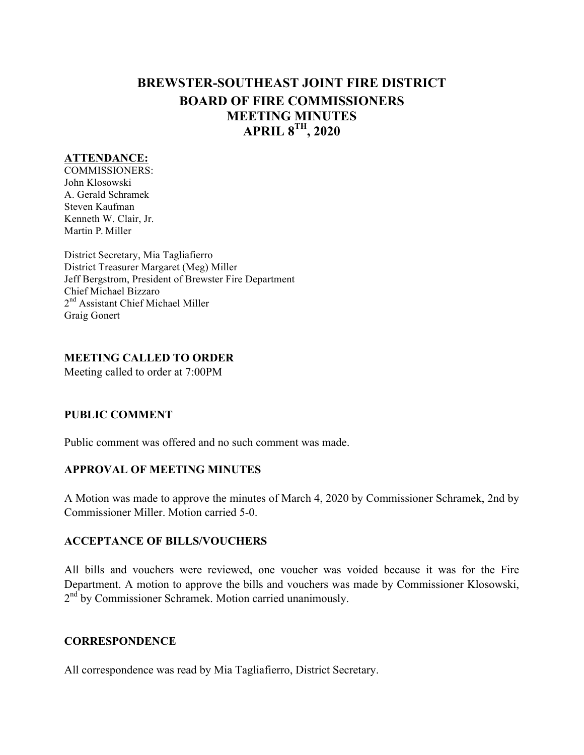# BREWSTER-SOUTHEAST JOINT FIRE DISTRICT
## BOARD OF FIRE COMMISSIONERS
## MEETING MINUTES
## APRIL 8TH, 2020

**ATTENDANCE:**

COMMISSIONERS:
John Klosowski
A. Gerald Schramek
Steven Kaufman
Kenneth W. Clair, Jr.
Martin P. Miller

District Secretary, Mia Tagliafierro
District Treasurer Margaret (Meg) Miller
Jeff Bergstrom, President of Brewster Fire Department
Chief Michael Bizzaro
2nd Assistant Chief Michael Miller
Graig Gonert

### MEETING CALLED TO ORDER

Meeting called to order at 7:00PM

### PUBLIC COMMENT

Public comment was offered and no such comment was made.

### APPROVAL OF MEETING MINUTES

A Motion was made to approve the minutes of March 4, 2020 by Commissioner Schramek, 2nd by Commissioner Miller. Motion carried 5-0.

### ACCEPTANCE OF BILLS/VOUCHERS

All bills and vouchers were reviewed, one voucher was voided because it was for the Fire Department. A motion to approve the bills and vouchers was made by Commissioner Klosowski, 2nd by Commissioner Schramek. Motion carried unanimously.

### CORRESPONDENCE

All correspondence was read by Mia Tagliafierro, District Secretary.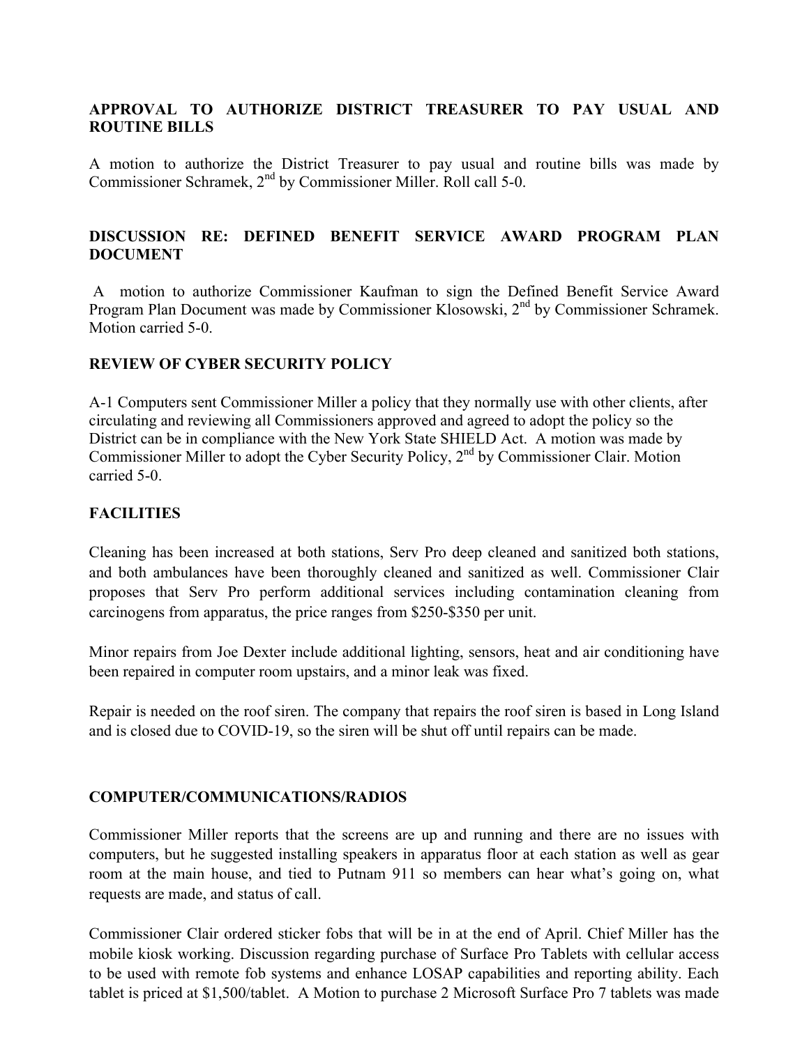**APPROVAL TO AUTHORIZE DISTRICT TREASURER TO PAY USUAL AND ROUTINE BILLS**

A motion to authorize the District Treasurer to pay usual and routine bills was made by Commissioner Schramek, 2nd by Commissioner Miller. Roll call 5-0.

**DISCUSSION RE: DEFINED BENEFIT SERVICE AWARD PROGRAM PLAN DOCUMENT**

A motion to authorize Commissioner Kaufman to sign the Defined Benefit Service Award Program Plan Document was made by Commissioner Klosowski, 2nd by Commissioner Schramek. Motion carried 5-0.

**REVIEW OF CYBER SECURITY POLICY**

A-1 Computers sent Commissioner Miller a policy that they normally use with other clients, after circulating and reviewing all Commissioners approved and agreed to adopt the policy so the District can be in compliance with the New York State SHIELD Act. A motion was made by Commissioner Miller to adopt the Cyber Security Policy, 2nd by Commissioner Clair. Motion carried 5-0.

**FACILITIES**

Cleaning has been increased at both stations, Serv Pro deep cleaned and sanitized both stations, and both ambulances have been thoroughly cleaned and sanitized as well. Commissioner Clair proposes that Serv Pro perform additional services including contamination cleaning from carcinogens from apparatus, the price ranges from $250-$350 per unit.

Minor repairs from Joe Dexter include additional lighting, sensors, heat and air conditioning have been repaired in computer room upstairs, and a minor leak was fixed.

Repair is needed on the roof siren. The company that repairs the roof siren is based in Long Island and is closed due to COVID-19, so the siren will be shut off until repairs can be made.

**COMPUTER/COMMUNICATIONS/RADIOS**

Commissioner Miller reports that the screens are up and running and there are no issues with computers, but he suggested installing speakers in apparatus floor at each station as well as gear room at the main house, and tied to Putnam 911 so members can hear what's going on, what requests are made, and status of call.

Commissioner Clair ordered sticker fobs that will be in at the end of April. Chief Miller has the mobile kiosk working. Discussion regarding purchase of Surface Pro Tablets with cellular access to be used with remote fob systems and enhance LOSAP capabilities and reporting ability. Each tablet is priced at $1,500/tablet. A Motion to purchase 2 Microsoft Surface Pro 7 tablets was made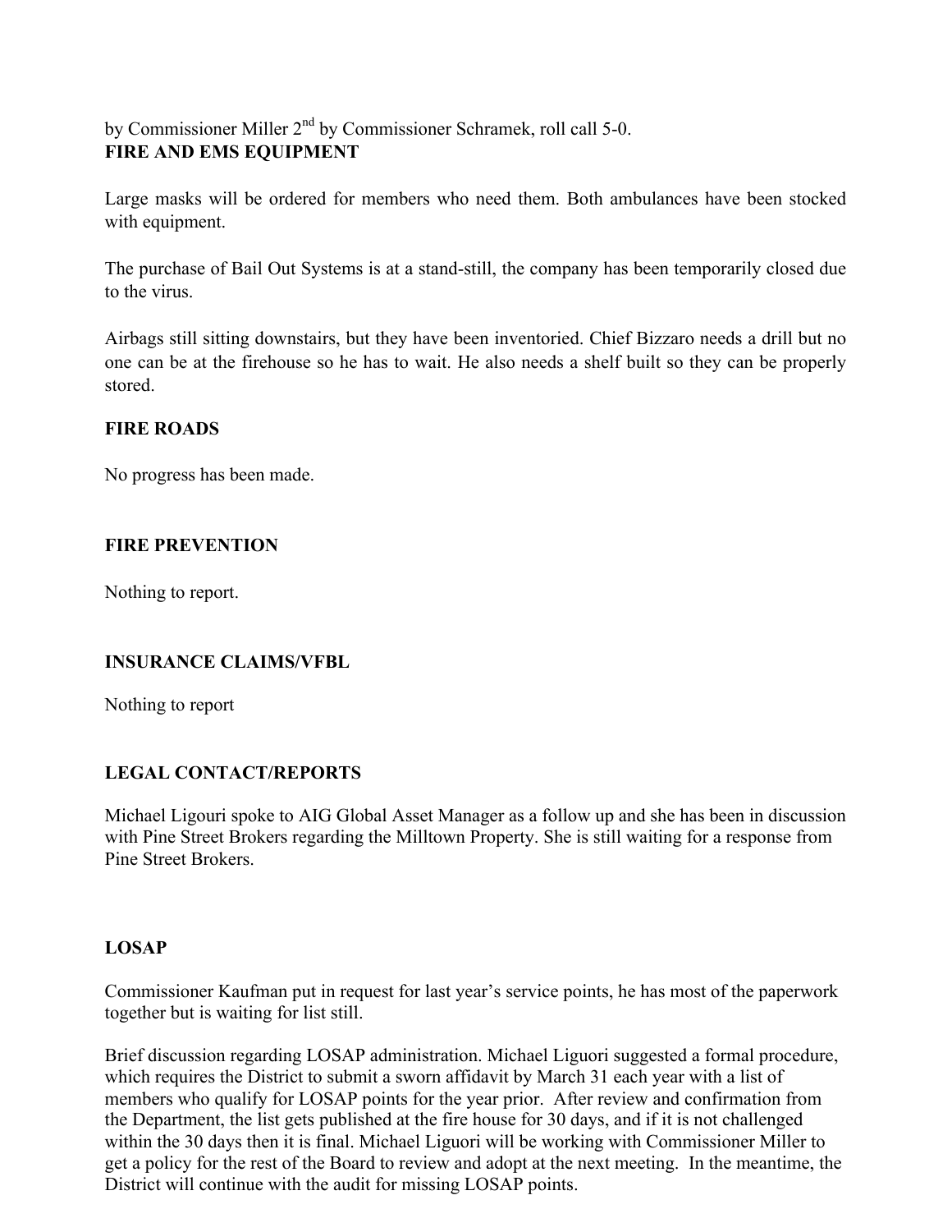by Commissioner Miller 2nd by Commissioner Schramek, roll call 5-0.

**FIRE AND EMS EQUIPMENT**

Large masks will be ordered for members who need them. Both ambulances have been stocked with equipment.

The purchase of Bail Out Systems is at a stand-still, the company has been temporarily closed due to the virus.

Airbags still sitting downstairs, but they have been inventoried. Chief Bizzaro needs a drill but no one can be at the firehouse so he has to wait. He also needs a shelf built so they can be properly stored.

**FIRE ROADS**

No progress has been made.

**FIRE PREVENTION**

Nothing to report.

**INSURANCE CLAIMS/VFBL**

Nothing to report

**LEGAL CONTACT/REPORTS**

Michael Ligouri spoke to AIG Global Asset Manager as a follow up and she has been in discussion with Pine Street Brokers regarding the Milltown Property. She is still waiting for a response from Pine Street Brokers.

**LOSAP**

Commissioner Kaufman put in request for last year's service points, he has most of the paperwork together but is waiting for list still.

Brief discussion regarding LOSAP administration. Michael Liguori suggested a formal procedure, which requires the District to submit a sworn affidavit by March 31 each year with a list of members who qualify for LOSAP points for the year prior. After review and confirmation from the Department, the list gets published at the fire house for 30 days, and if it is not challenged within the 30 days then it is final. Michael Liguori will be working with Commissioner Miller to get a policy for the rest of the Board to review and adopt at the next meeting. In the meantime, the District will continue with the audit for missing LOSAP points.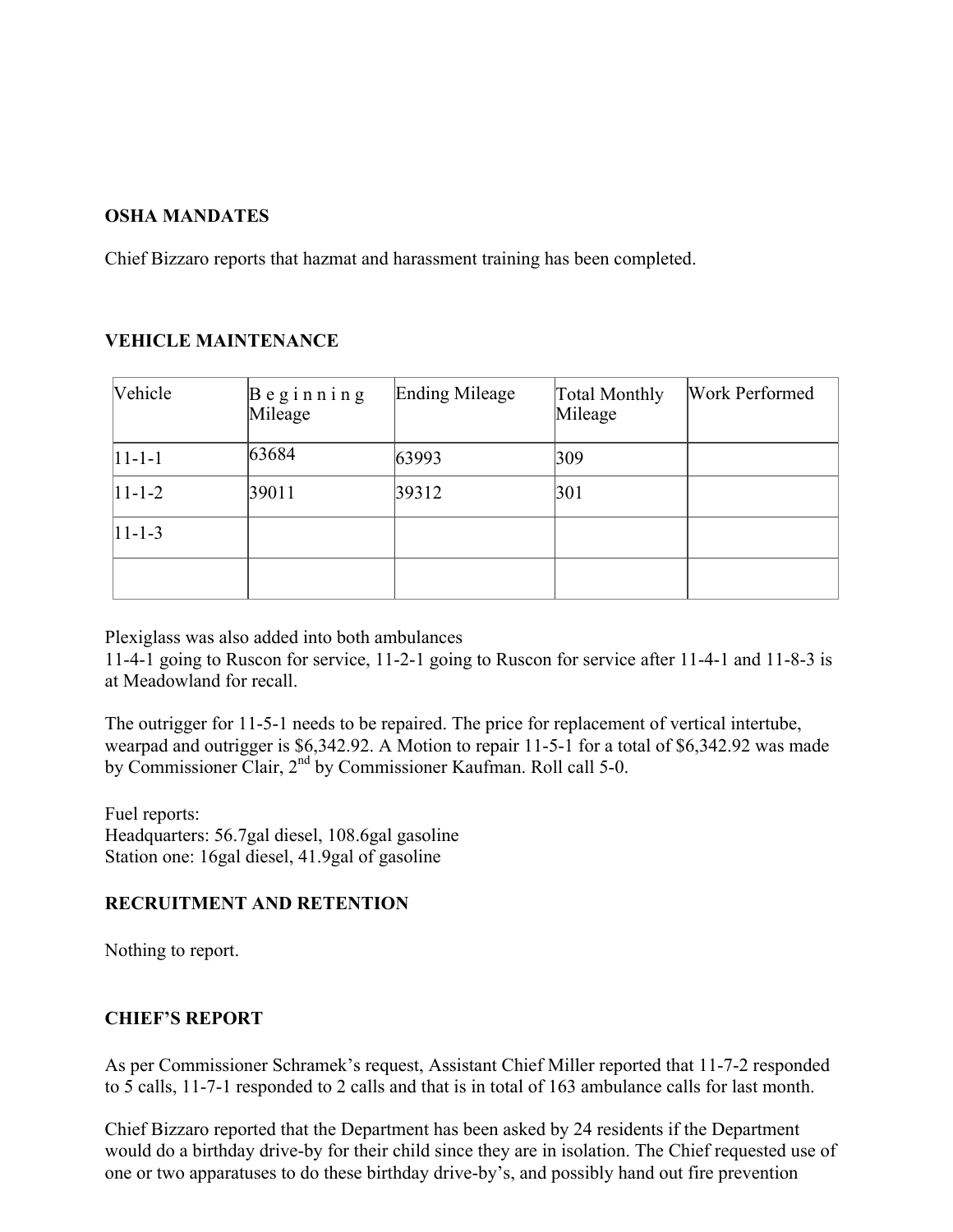**OSHA MANDATES**

Chief Bizzaro reports that hazmat and harassment training has been completed.

**VEHICLE MAINTENANCE**

| Vehicle | Beginning Mileage | Ending Mileage | Total Monthly Mileage | Work Performed |
|---|---|---|---|---|
| 11-1-1 | 63684 | 63993 | 309 | |
| 11-1-2 | 39011 | 39312 | 301 | |
| 11-1-3 | | | | |
| | | | | |

Plexiglass was also added into both ambulances
11-4-1 going to Ruscon for service, 11-2-1 going to Ruscon for service after 11-4-1 and 11-8-3 is at Meadowland for recall.

The outrigger for 11-5-1 needs to be repaired. The price for replacement of vertical intertube, wearpad and outrigger is $6,342.92. A Motion to repair 11-5-1 for a total of $6,342.92 was made by Commissioner Clair, 2nd by Commissioner Kaufman. Roll call 5-0.

Fuel reports:
Headquarters: 56.7gal diesel, 108.6gal gasoline
Station one: 16gal diesel, 41.9gal of gasoline

**RECRUITMENT AND RETENTION**

Nothing to report.

**CHIEF'S REPORT**

As per Commissioner Schramek's request, Assistant Chief Miller reported that 11-7-2 responded to 5 calls, 11-7-1 responded to 2 calls and that is in total of 163 ambulance calls for last month.

Chief Bizzaro reported that the Department has been asked by 24 residents if the Department would do a birthday drive-by for their child since they are in isolation. The Chief requested use of one or two apparatuses to do these birthday drive-by's, and possibly hand out fire prevention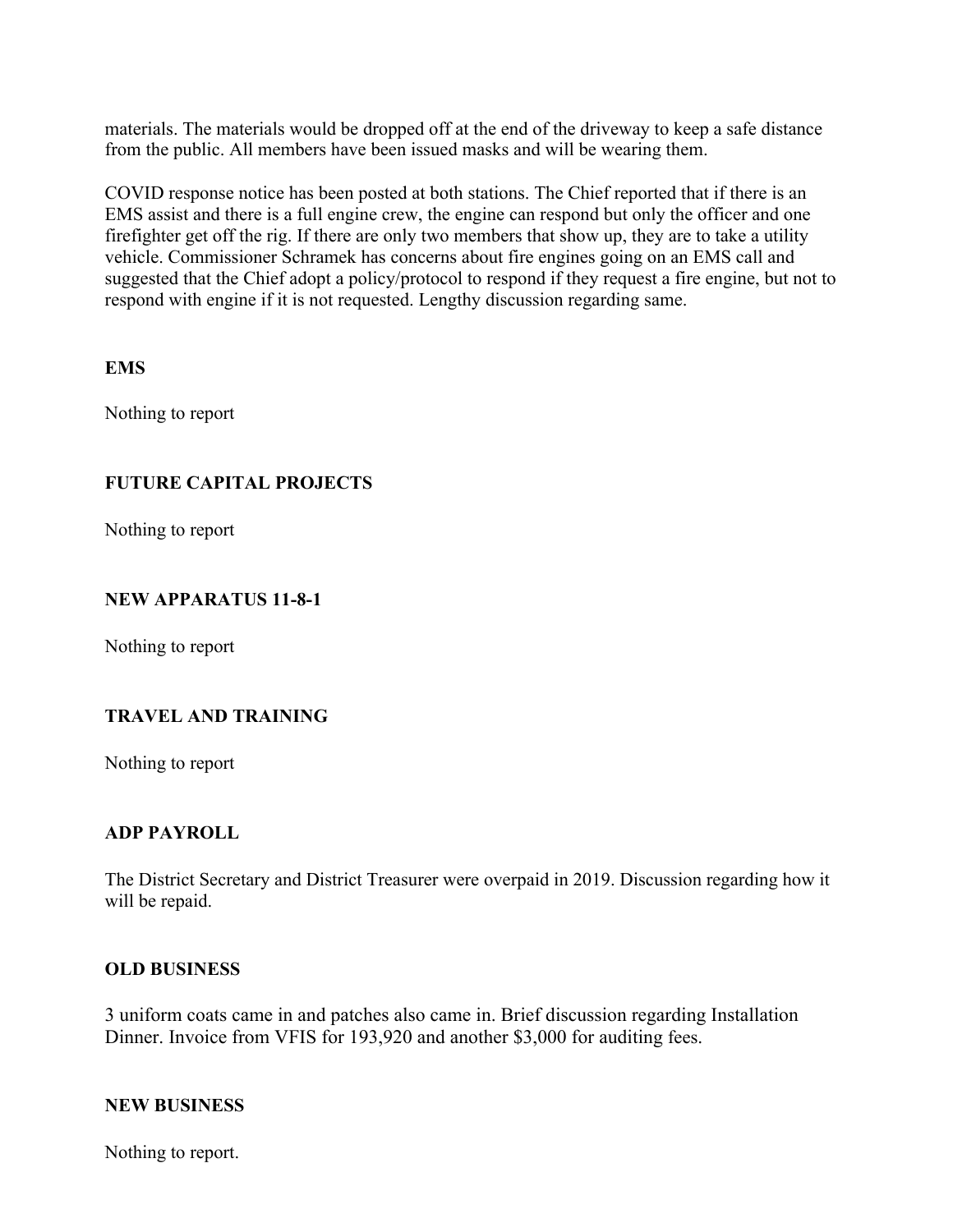materials. The materials would be dropped off at the end of the driveway to keep a safe distance from the public. All members have been issued masks and will be wearing them.

COVID response notice has been posted at both stations. The Chief reported that if there is an EMS assist and there is a full engine crew, the engine can respond but only the officer and one firefighter get off the rig. If there are only two members that show up, they are to take a utility vehicle. Commissioner Schramek has concerns about fire engines going on an EMS call and suggested that the Chief adopt a policy/protocol to respond if they request a fire engine, but not to respond with engine if it is not requested. Lengthy discussion regarding same.

**EMS**

Nothing to report

**FUTURE CAPITAL PROJECTS**

Nothing to report

**NEW APPARATUS 11-8-1**

Nothing to report

**TRAVEL AND TRAINING**

Nothing to report

**ADP PAYROLL**

The District Secretary and District Treasurer were overpaid in 2019. Discussion regarding how it will be repaid.

**OLD BUSINESS**

3 uniform coats came in and patches also came in. Brief discussion regarding Installation Dinner. Invoice from VFIS for 193,920 and another $3,000 for auditing fees.

**NEW BUSINESS**

Nothing to report.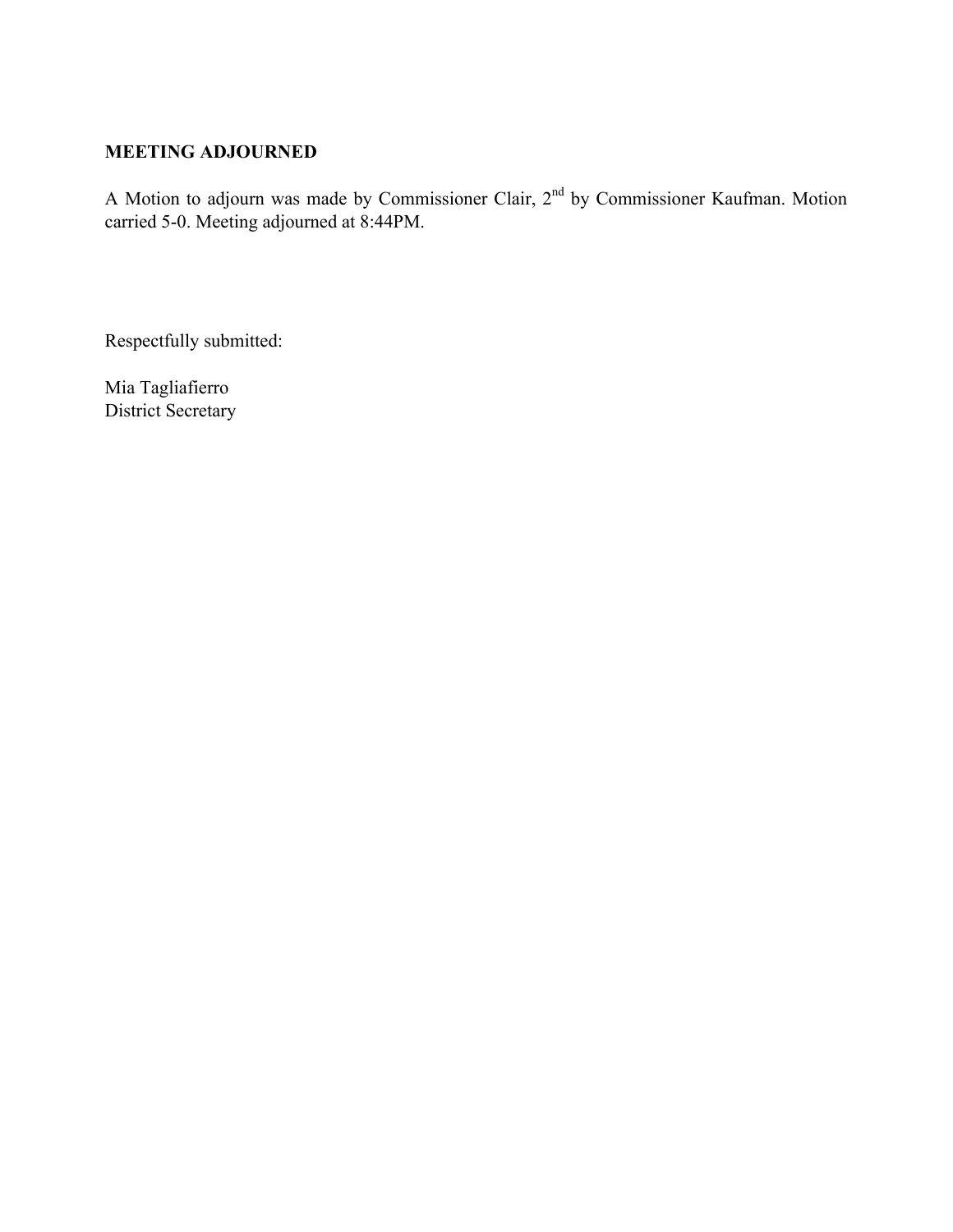## MEETING ADJOURNED

A Motion to adjourn was made by Commissioner Clair, 2nd by Commissioner Kaufman. Motion carried 5-0. Meeting adjourned at 8:44PM.

Respectfully submitted:

Mia Tagliafierro
District Secretary